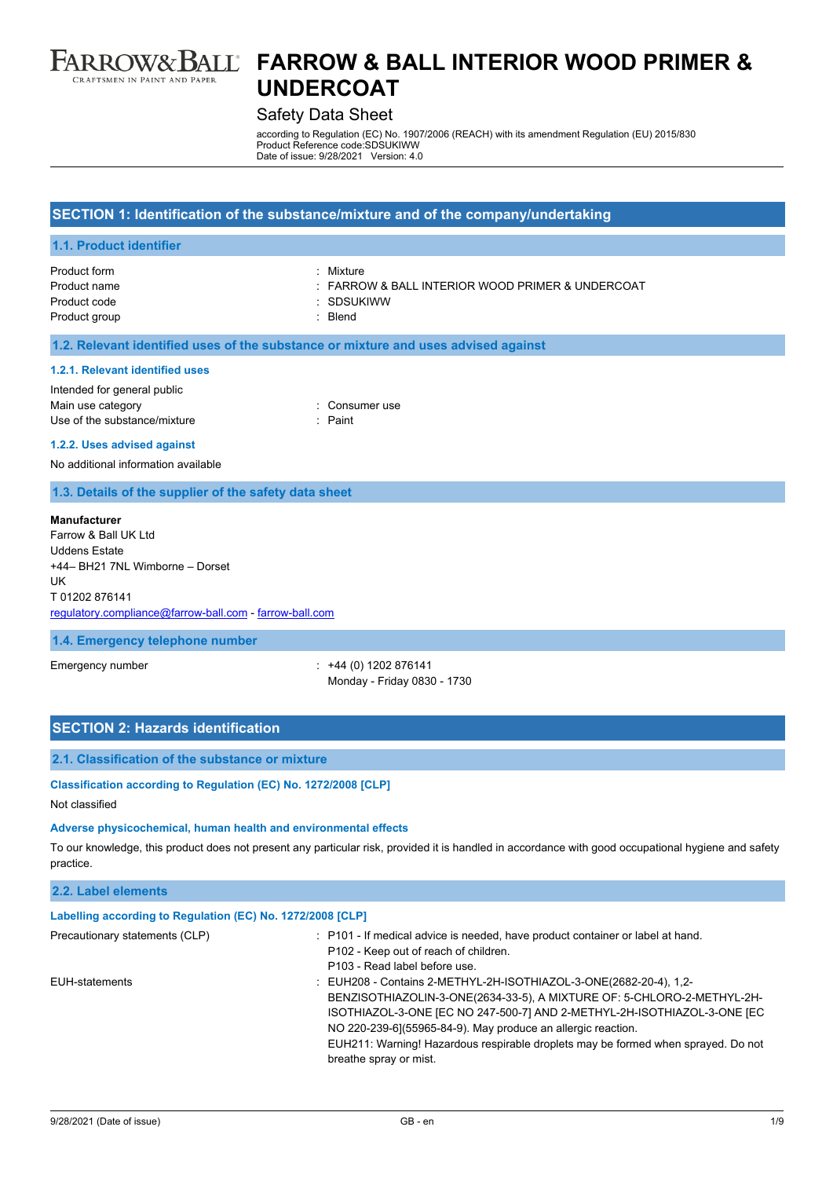# FARROW & BALL INTERIOR WOOD PRIMER & UNDERCOAT

## Safety Data Sheet

according to Regulation (EC) No. 1907/2006 (REACH) with its amendment Regulation (EU) 2015/830
Product Reference code:SDSUKIWW
Date of issue: 9/28/2021 Version: 4.0

## SECTION 1: Identification of the substance/mixture and of the company/undertaking

### 1.1. Product identifier

| | |
|---|---|
| Product form | : Mixture |
| Product name | : FARROW & BALL INTERIOR WOOD PRIMER & UNDERCOAT |
| Product code | : SDSUKIWW |
| Product group | : Blend |

### 1.2. Relevant identified uses of the substance or mixture and uses advised against

#### 1.2.1. Relevant identified uses

Intended for general public

| | |
|---|---|
| Main use category | : Consumer use |
| Use of the substance/mixture | : Paint |

#### 1.2.2. Uses advised against

No additional information available

### 1.3. Details of the supplier of the safety data sheet

**Manufacturer**
Farrow & Ball UK Ltd
Uddens Estate
+44– BH21 7NL Wimborne – Dorset
UK
T 01202 876141
regulatory.compliance@farrow-ball.com - farrow-ball.com

### 1.4. Emergency telephone number

| | |
|---|---|
| Emergency number | : +44 (0) 1202 876141<br>Monday - Friday 0830 - 1730 |

## SECTION 2: Hazards identification

### 2.1. Classification of the substance or mixture

#### Classification according to Regulation (EC) No. 1272/2008 [CLP]

Not classified

#### Adverse physicochemical, human health and environmental effects

To our knowledge, this product does not present any particular risk, provided it is handled in accordance with good occupational hygiene and safety practice.

### 2.2. Label elements

#### Labelling according to Regulation (EC) No. 1272/2008 [CLP]

| | |
|---|---|
| Precautionary statements (CLP) | : P101 - If medical advice is needed, have product container or label at hand.<br>P102 - Keep out of reach of children.<br>P103 - Read label before use. |
| EUH-statements | : EUH208 - Contains 2-METHYL-2H-ISOTHIAZOL-3-ONE(2682-20-4), 1,2-BENZISOTHIAZOLIN-3-ONE(2634-33-5), A MIXTURE OF: 5-CHLORO-2-METHYL-2H-ISOTHIAZOL-3-ONE [EC NO 247-500-7] AND 2-METHYL-2H-ISOTHIAZOL-3-ONE [EC NO 220-239-6](55965-84-9). May produce an allergic reaction.<br>EUH211: Warning! Hazardous respirable droplets may be formed when sprayed. Do not breathe spray or mist. |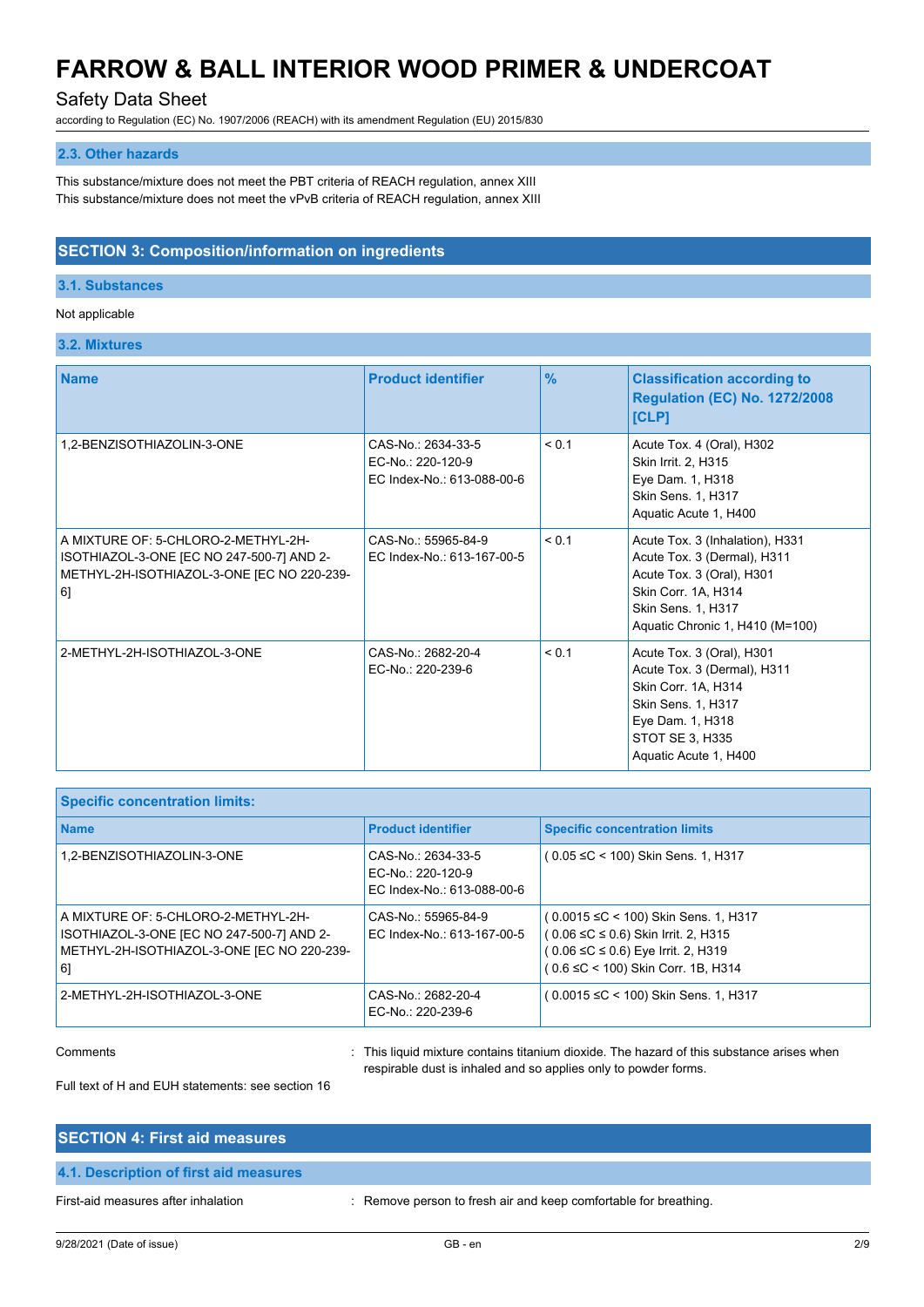### 2.3. Other hazards

This substance/mixture does not meet the PBT criteria of REACH regulation, annex XIII
This substance/mixture does not meet the vPvB criteria of REACH regulation, annex XIII

## SECTION 3: Composition/information on ingredients

### 3.1. Substances

Not applicable

### 3.2. Mixtures

| Name | Product identifier | % | Classification according to Regulation (EC) No. 1272/2008 [CLP] |
|---|---|---|---|
| 1,2-BENZISOTHIAZOLIN-3-ONE | CAS-No.: 2634-33-5<br>EC-No.: 220-120-9<br>EC Index-No.: 613-088-00-6 | < 0.1 | Acute Tox. 4 (Oral), H302<br>Skin Irrit. 2, H315<br>Eye Dam. 1, H318<br>Skin Sens. 1, H317<br>Aquatic Acute 1, H400 |
| A MIXTURE OF: 5-CHLORO-2-METHYL-2H-ISOTHIAZOL-3-ONE [EC NO 247-500-7] AND 2-METHYL-2H-ISOTHIAZOL-3-ONE [EC NO 220-239-6] | CAS-No.: 55965-84-9<br>EC Index-No.: 613-167-00-5 | < 0.1 | Acute Tox. 3 (Inhalation), H331<br>Acute Tox. 3 (Dermal), H311<br>Acute Tox. 3 (Oral), H301<br>Skin Corr. 1A, H314<br>Skin Sens. 1, H317<br>Aquatic Chronic 1, H410 (M=100) |
| 2-METHYL-2H-ISOTHIAZOL-3-ONE | CAS-No.: 2682-20-4<br>EC-No.: 220-239-6 | < 0.1 | Acute Tox. 3 (Oral), H301<br>Acute Tox. 3 (Dermal), H311<br>Skin Corr. 1A, H314<br>Skin Sens. 1, H317<br>Eye Dam. 1, H318<br>STOT SE 3, H335<br>Aquatic Acute 1, H400 |

**Specific concentration limits:**

| Name | Product identifier | Specific concentration limits |
|---|---|---|
| 1,2-BENZISOTHIAZOLIN-3-ONE | CAS-No.: 2634-33-5<br>EC-No.: 220-120-9<br>EC Index-No.: 613-088-00-6 | ( 0.05 ≤C < 100) Skin Sens. 1, H317 |
| A MIXTURE OF: 5-CHLORO-2-METHYL-2H-ISOTHIAZOL-3-ONE [EC NO 247-500-7] AND 2-METHYL-2H-ISOTHIAZOL-3-ONE [EC NO 220-239-6] | CAS-No.: 55965-84-9<br>EC Index-No.: 613-167-00-5 | ( 0.0015 ≤C < 100) Skin Sens. 1, H317<br>( 0.06 ≤C ≤ 0.6) Skin Irrit. 2, H315<br>( 0.06 ≤C ≤ 0.6) Eye Irrit. 2, H319<br>( 0.6 ≤C < 100) Skin Corr. 1B, H314 |
| 2-METHYL-2H-ISOTHIAZOL-3-ONE | CAS-No.: 2682-20-4<br>EC-No.: 220-239-6 | ( 0.0015 ≤C < 100) Skin Sens. 1, H317 |

Comments : This liquid mixture contains titanium dioxide. The hazard of this substance arises when respirable dust is inhaled and so applies only to powder forms.

Full text of H and EUH statements: see section 16

## SECTION 4: First aid measures

### 4.1. Description of first aid measures

First-aid measures after inhalation : Remove person to fresh air and keep comfortable for breathing.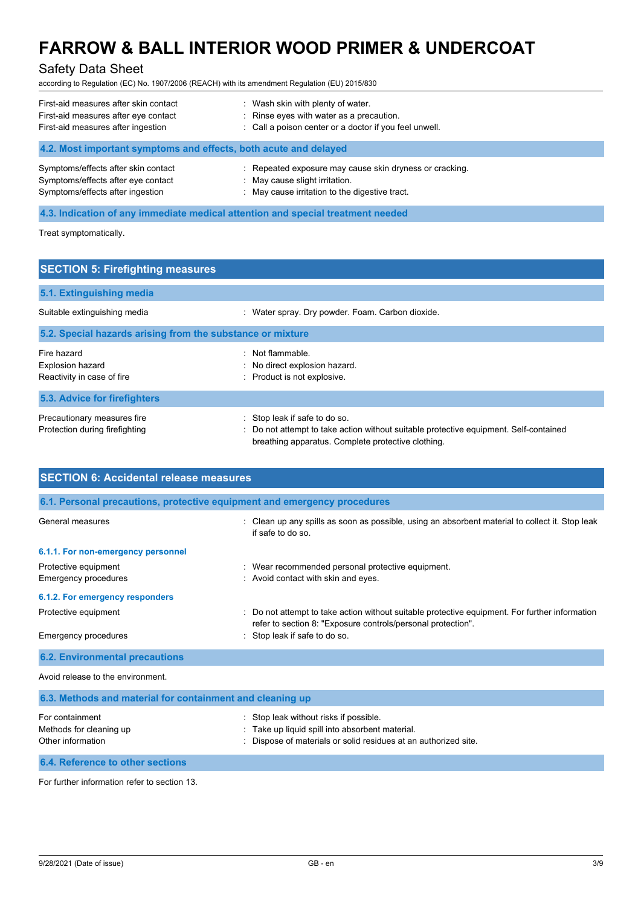First-aid measures after skin contact : Wash skin with plenty of water.
First-aid measures after eye contact : Rinse eyes with water as a precaution.
First-aid measures after ingestion : Call a poison center or a doctor if you feel unwell.

### 4.2. Most important symptoms and effects, both acute and delayed

Symptoms/effects after skin contact : Repeated exposure may cause skin dryness or cracking.
Symptoms/effects after eye contact : May cause slight irritation.
Symptoms/effects after ingestion : May cause irritation to the digestive tract.

### 4.3. Indication of any immediate medical attention and special treatment needed

Treat symptomatically.

## SECTION 5: Firefighting measures

### 5.1. Extinguishing media

Suitable extinguishing media : Water spray. Dry powder. Foam. Carbon dioxide.

### 5.2. Special hazards arising from the substance or mixture

Fire hazard : Not flammable.
Explosion hazard : No direct explosion hazard.
Reactivity in case of fire : Product is not explosive.

### 5.3. Advice for firefighters

Precautionary measures fire : Stop leak if safe to do so.
Protection during firefighting : Do not attempt to take action without suitable protective equipment. Self-contained breathing apparatus. Complete protective clothing.

## SECTION 6: Accidental release measures

### 6.1. Personal precautions, protective equipment and emergency procedures

General measures : Clean up any spills as soon as possible, using an absorbent material to collect it. Stop leak if safe to do so.

#### 6.1.1. For non-emergency personnel

Protective equipment : Wear recommended personal protective equipment.
Emergency procedures : Avoid contact with skin and eyes.

#### 6.1.2. For emergency responders

Protective equipment : Do not attempt to take action without suitable protective equipment. For further information refer to section 8: "Exposure controls/personal protection".
Emergency procedures : Stop leak if safe to do so.

### 6.2. Environmental precautions

Avoid release to the environment.

### 6.3. Methods and material for containment and cleaning up

For containment : Stop leak without risks if possible.
Methods for cleaning up : Take up liquid spill into absorbent material.
Other information : Dispose of materials or solid residues at an authorized site.

### 6.4. Reference to other sections

For further information refer to section 13.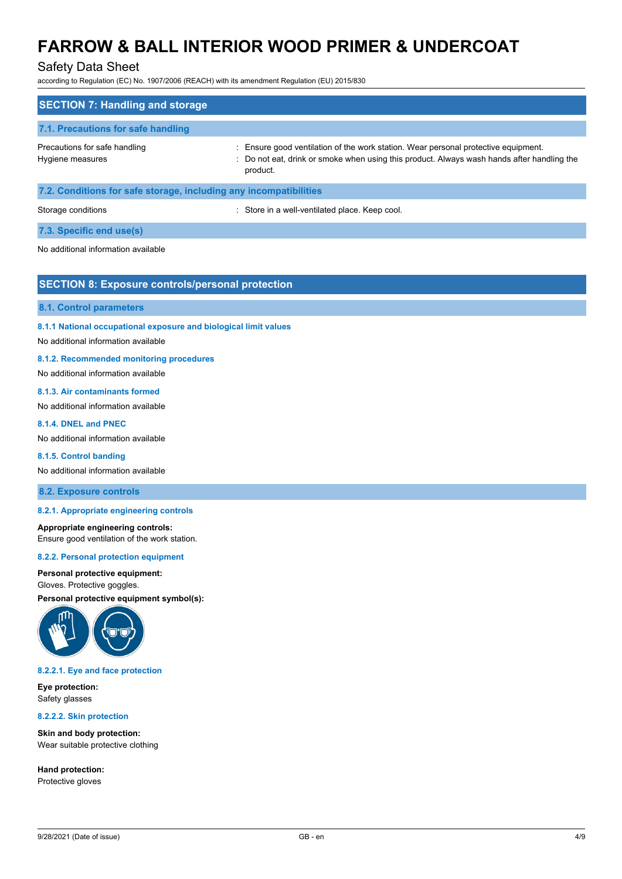## SECTION 7: Handling and storage

### 7.1. Precautions for safe handling

| | |
|---|---|
| Precautions for safe handling | : Ensure good ventilation of the work station. Wear personal protective equipment. |
| Hygiene measures | : Do not eat, drink or smoke when using this product. Always wash hands after handling the product. |

### 7.2. Conditions for safe storage, including any incompatibilities

| | |
|---|---|
| Storage conditions | : Store in a well-ventilated place. Keep cool. |

### 7.3. Specific end use(s)

No additional information available

## SECTION 8: Exposure controls/personal protection

### 8.1. Control parameters

#### 8.1.1 National occupational exposure and biological limit values

No additional information available

#### 8.1.2. Recommended monitoring procedures

No additional information available

#### 8.1.3. Air contaminants formed

No additional information available

#### 8.1.4. DNEL and PNEC

No additional information available

#### 8.1.5. Control banding

No additional information available

### 8.2. Exposure controls

#### 8.2.1. Appropriate engineering controls

**Appropriate engineering controls:**
Ensure good ventilation of the work station.

#### 8.2.2. Personal protection equipment

**Personal protective equipment:**
Gloves. Protective goggles.

**Personal protective equipment symbol(s):**

#### 8.2.2.1. Eye and face protection

**Eye protection:**
Safety glasses

#### 8.2.2.2. Skin protection

**Skin and body protection:**
Wear suitable protective clothing

**Hand protection:**
Protective gloves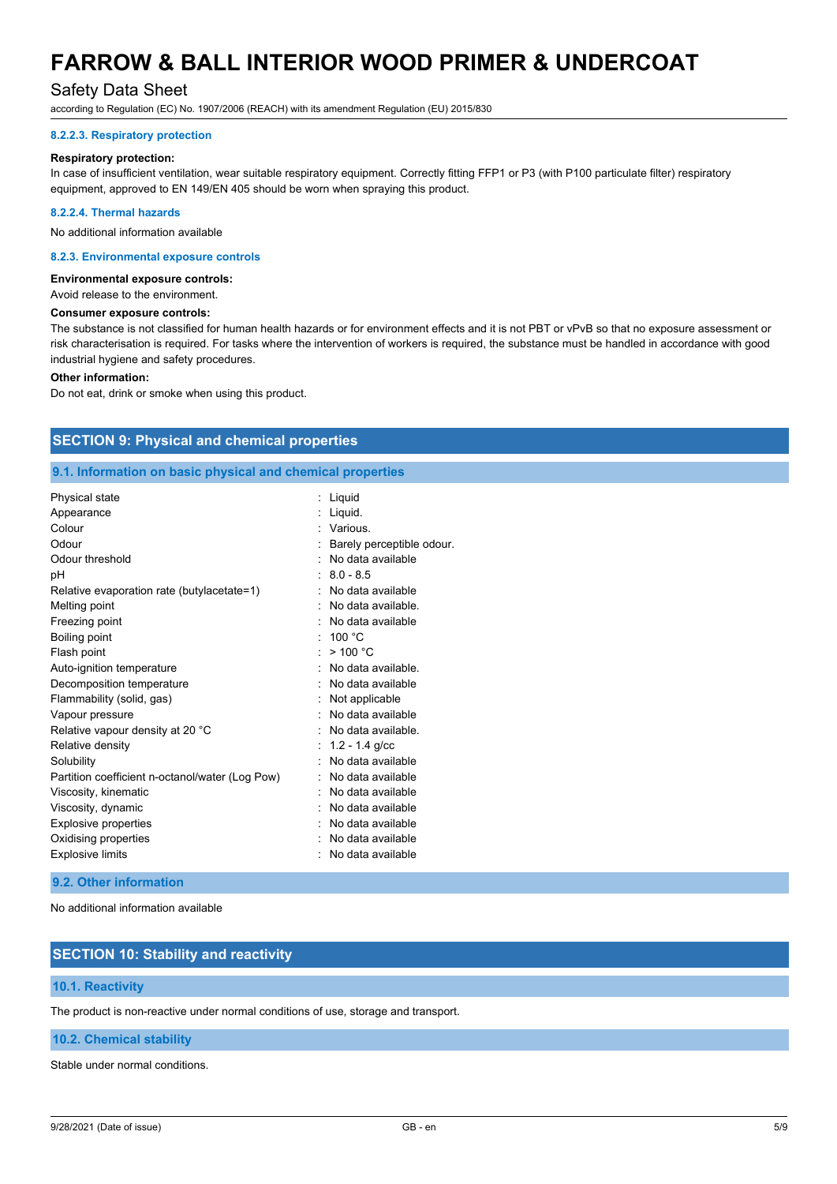#### 8.2.2.3. Respiratory protection

**Respiratory protection:**

In case of insufficient ventilation, wear suitable respiratory equipment. Correctly fitting FFP1 or P3 (with P100 particulate filter) respiratory equipment, approved to EN 149/EN 405 should be worn when spraying this product.

#### 8.2.2.4. Thermal hazards

No additional information available

#### 8.2.3. Environmental exposure controls

**Environmental exposure controls:**

Avoid release to the environment.

**Consumer exposure controls:**

The substance is not classified for human health hazards or for environment effects and it is not PBT or vPvB so that no exposure assessment or risk characterisation is required. For tasks where the intervention of workers is required, the substance must be handled in accordance with good industrial hygiene and safety procedures.

**Other information:**

Do not eat, drink or smoke when using this product.

## SECTION 9: Physical and chemical properties

### 9.1. Information on basic physical and chemical properties

| | |
|---|---|
| Physical state | : Liquid |
| Appearance | : Liquid. |
| Colour | : Various. |
| Odour | : Barely perceptible odour. |
| Odour threshold | : No data available |
| pH | : 8.0 - 8.5 |
| Relative evaporation rate (butylacetate=1) | : No data available |
| Melting point | : No data available. |
| Freezing point | : No data available |
| Boiling point | : 100 °C |
| Flash point | : > 100 °C |
| Auto-ignition temperature | : No data available. |
| Decomposition temperature | : No data available |
| Flammability (solid, gas) | : Not applicable |
| Vapour pressure | : No data available |
| Relative vapour density at 20 °C | : No data available. |
| Relative density | : 1.2 - 1.4 g/cc |
| Solubility | : No data available |
| Partition coefficient n-octanol/water (Log Pow) | : No data available |
| Viscosity, kinematic | : No data available |
| Viscosity, dynamic | : No data available |
| Explosive properties | : No data available |
| Oxidising properties | : No data available |
| Explosive limits | : No data available |

### 9.2. Other information

No additional information available

## SECTION 10: Stability and reactivity

### 10.1. Reactivity

The product is non-reactive under normal conditions of use, storage and transport.

### 10.2. Chemical stability

Stable under normal conditions.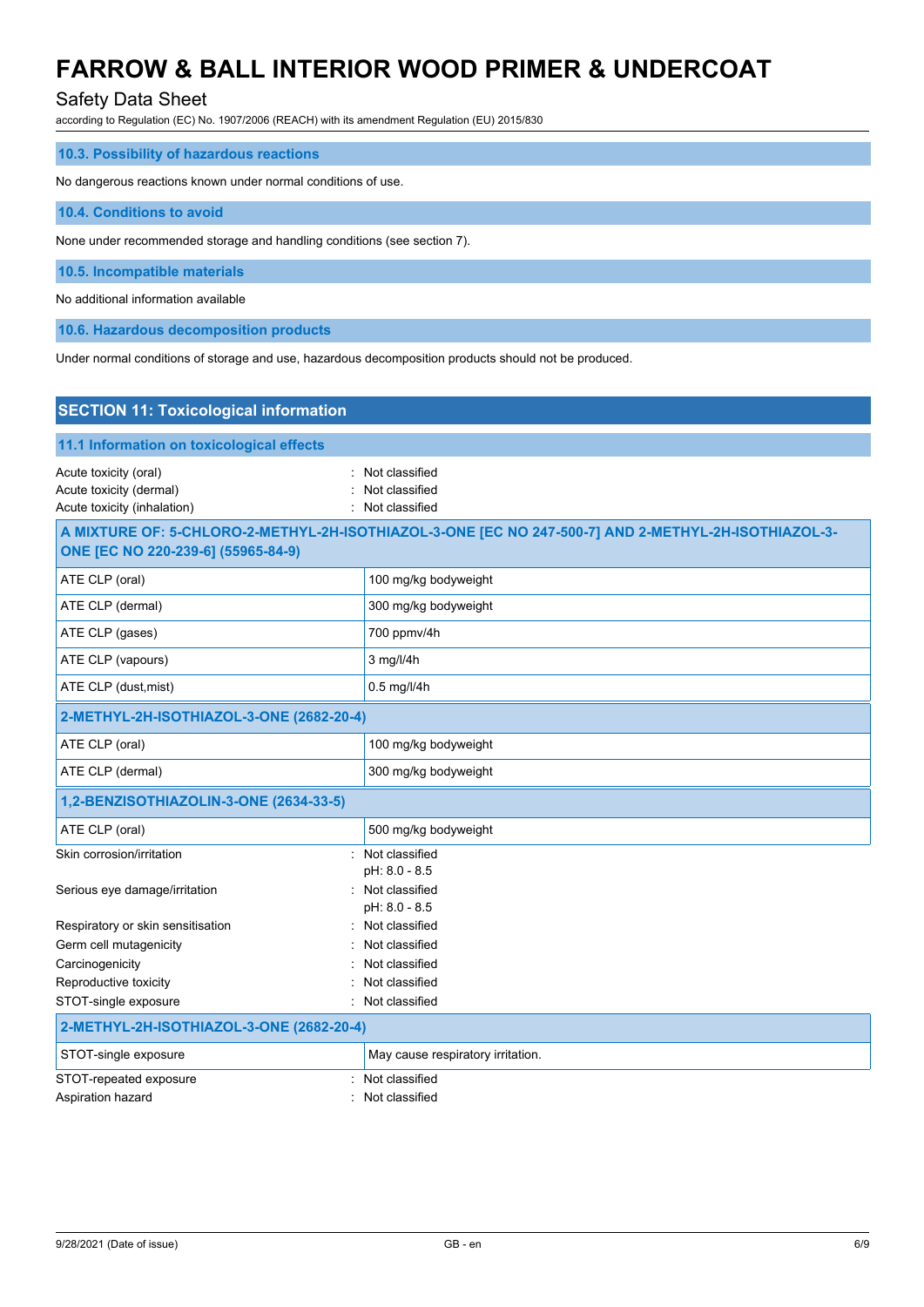### 10.3. Possibility of hazardous reactions

No dangerous reactions known under normal conditions of use.

### 10.4. Conditions to avoid

None under recommended storage and handling conditions (see section 7).

### 10.5. Incompatible materials

No additional information available

### 10.6. Hazardous decomposition products

Under normal conditions of storage and use, hazardous decomposition products should not be produced.

## SECTION 11: Toxicological information

### 11.1 Information on toxicological effects

Acute toxicity (oral) : Not classified
Acute toxicity (dermal) : Not classified
Acute toxicity (inhalation) : Not classified

| A MIXTURE OF: 5-CHLORO-2-METHYL-2H-ISOTHIAZOL-3-ONE [EC NO 247-500-7] AND 2-METHYL-2H-ISOTHIAZOL-3-ONE [EC NO 220-239-6] (55965-84-9) | |
|---|---|
| ATE CLP (oral) | 100 mg/kg bodyweight |
| ATE CLP (dermal) | 300 mg/kg bodyweight |
| ATE CLP (gases) | 700 ppmv/4h |
| ATE CLP (vapours) | 3 mg/l/4h |
| ATE CLP (dust,mist) | 0.5 mg/l/4h |
| **2-METHYL-2H-ISOTHIAZOL-3-ONE (2682-20-4)** | |
| ATE CLP (oral) | 100 mg/kg bodyweight |
| ATE CLP (dermal) | 300 mg/kg bodyweight |
| **1,2-BENZISOTHIAZOLIN-3-ONE (2634-33-5)** | |
| ATE CLP (oral) | 500 mg/kg bodyweight |

Skin corrosion/irritation : Not classified
pH: 8.0 - 8.5
Serious eye damage/irritation : Not classified
pH: 8.0 - 8.5
Respiratory or skin sensitisation : Not classified
Germ cell mutagenicity : Not classified
Carcinogenicity : Not classified
Reproductive toxicity : Not classified
STOT-single exposure : Not classified

| 2-METHYL-2H-ISOTHIAZOL-3-ONE (2682-20-4) | |
|---|---|
| STOT-single exposure | May cause respiratory irritation. |

STOT-repeated exposure : Not classified
Aspiration hazard : Not classified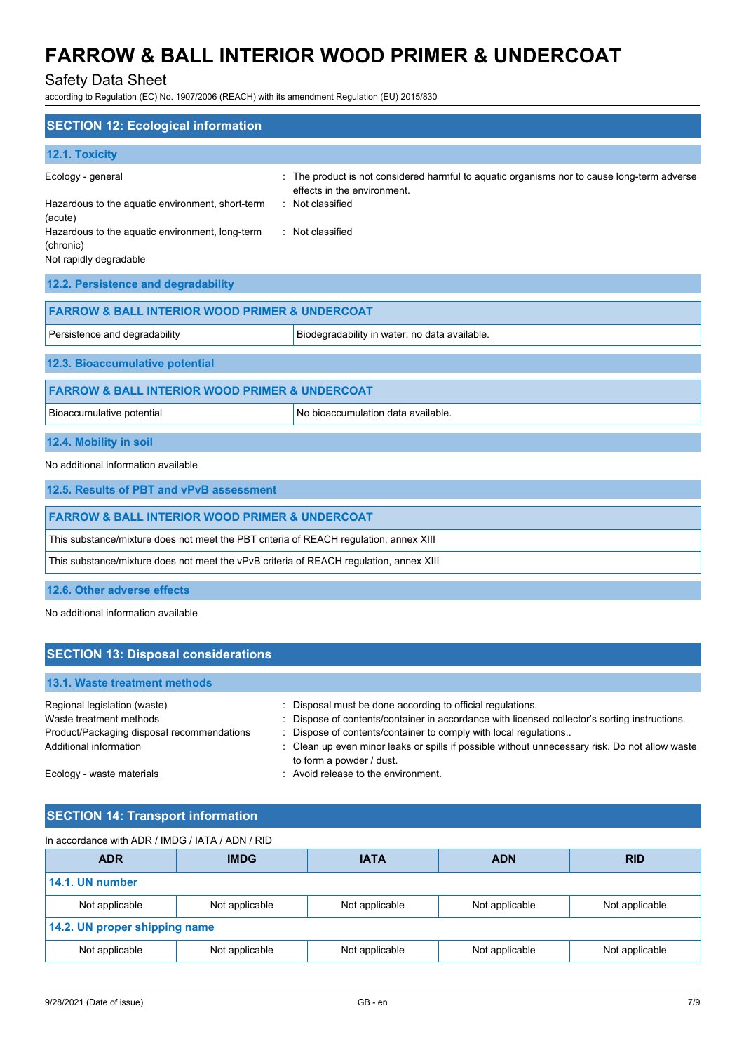## SECTION 12: Ecological information

### 12.1. Toxicity

| | |
|---|---|
| Ecology - general | : The product is not considered harmful to aquatic organisms nor to cause long-term adverse effects in the environment. |
| Hazardous to the aquatic environment, short-term (acute) | : Not classified |
| Hazardous to the aquatic environment, long-term (chronic) | : Not classified |
| Not rapidly degradable | |

### 12.2. Persistence and degradability

| FARROW & BALL INTERIOR WOOD PRIMER & UNDERCOAT | |
|---|---|
| Persistence and degradability | Biodegradability in water: no data available. |

### 12.3. Bioaccumulative potential

| FARROW & BALL INTERIOR WOOD PRIMER & UNDERCOAT | |
|---|---|
| Bioaccumulative potential | No bioaccumulation data available. |

### 12.4. Mobility in soil

No additional information available

### 12.5. Results of PBT and vPvB assessment

| FARROW & BALL INTERIOR WOOD PRIMER & UNDERCOAT |
|---|
| This substance/mixture does not meet the PBT criteria of REACH regulation, annex XIII |
| This substance/mixture does not meet the vPvB criteria of REACH regulation, annex XIII |

### 12.6. Other adverse effects

No additional information available

## SECTION 13: Disposal considerations

### 13.1. Waste treatment methods

| | |
|---|---|
| Regional legislation (waste) | : Disposal must be done according to official regulations. |
| Waste treatment methods | : Dispose of contents/container in accordance with licensed collector's sorting instructions. |
| Product/Packaging disposal recommendations | : Dispose of contents/container to comply with local regulations.. |
| Additional information | : Clean up even minor leaks or spills if possible without unnecessary risk. Do not allow waste to form a powder / dust. |
| Ecology - waste materials | : Avoid release to the environment. |

## SECTION 14: Transport information

In accordance with ADR / IMDG / IATA / ADN / RID

| ADR | IMDG | IATA | ADN | RID |
|---|---|---|---|---|
| **14.1. UN number** | | | | |
| Not applicable | Not applicable | Not applicable | Not applicable | Not applicable |
| **14.2. UN proper shipping name** | | | | |
| Not applicable | Not applicable | Not applicable | Not applicable | Not applicable |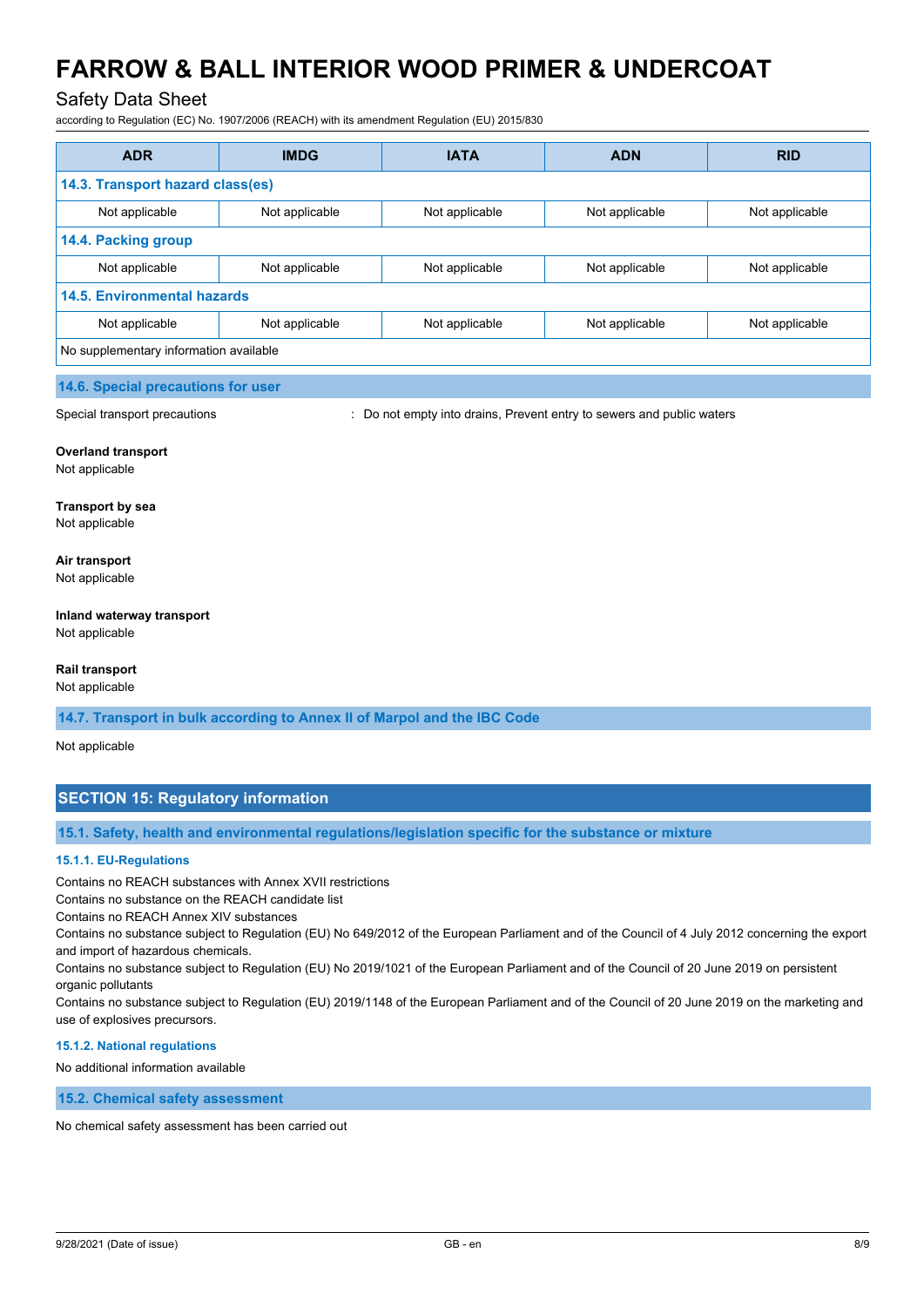| ADR | IMDG | IATA | ADN | RID |
|---|---|---|---|---|
| **14.3. Transport hazard class(es)** | | | | |
| Not applicable | Not applicable | Not applicable | Not applicable | Not applicable |
| **14.4. Packing group** | | | | |
| Not applicable | Not applicable | Not applicable | Not applicable | Not applicable |
| **14.5. Environmental hazards** | | | | |
| Not applicable | Not applicable | Not applicable | Not applicable | Not applicable |
| No supplementary information available | | | | |

### 14.6. Special precautions for user

Special transport precautions : Do not empty into drains, Prevent entry to sewers and public waters

**Overland transport**
Not applicable

**Transport by sea**
Not applicable

**Air transport**
Not applicable

**Inland waterway transport**
Not applicable

**Rail transport**
Not applicable

### 14.7. Transport in bulk according to Annex II of Marpol and the IBC Code

Not applicable

## SECTION 15: Regulatory information

### 15.1. Safety, health and environmental regulations/legislation specific for the substance or mixture

#### 15.1.1. EU-Regulations

Contains no REACH substances with Annex XVII restrictions
Contains no substance on the REACH candidate list
Contains no REACH Annex XIV substances
Contains no substance subject to Regulation (EU) No 649/2012 of the European Parliament and of the Council of 4 July 2012 concerning the export and import of hazardous chemicals.
Contains no substance subject to Regulation (EU) No 2019/1021 of the European Parliament and of the Council of 20 June 2019 on persistent organic pollutants
Contains no substance subject to Regulation (EU) 2019/1148 of the European Parliament and of the Council of 20 June 2019 on the marketing and use of explosives precursors.

#### 15.1.2. National regulations

No additional information available

### 15.2. Chemical safety assessment

No chemical safety assessment has been carried out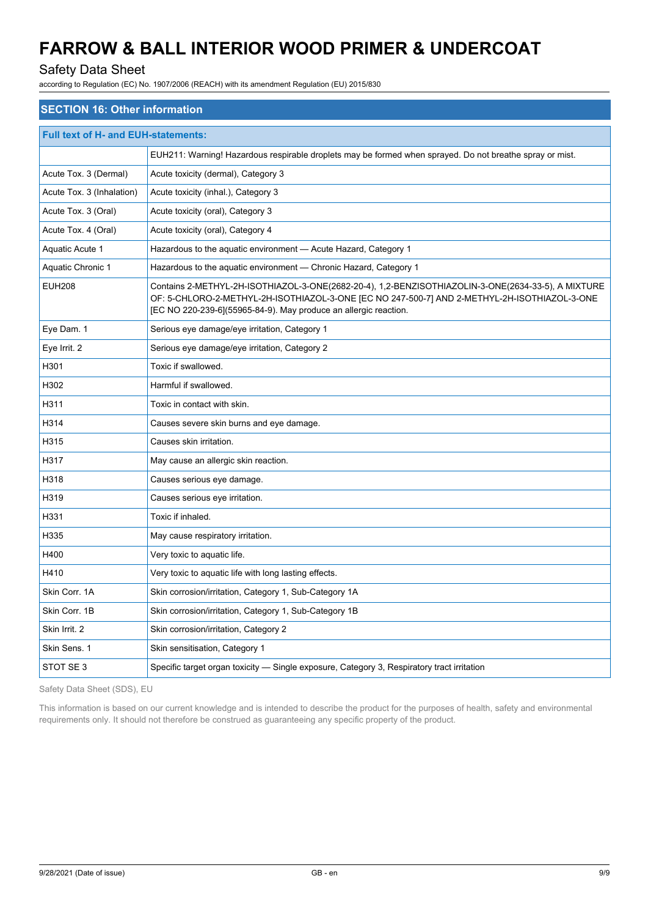## SECTION 16: Other information

### Full text of H- and EUH-statements:

| | |
|---|---|
| | EUH211: Warning! Hazardous respirable droplets may be formed when sprayed. Do not breathe spray or mist. |
| Acute Tox. 3 (Dermal) | Acute toxicity (dermal), Category 3 |
| Acute Tox. 3 (Inhalation) | Acute toxicity (inhal.), Category 3 |
| Acute Tox. 3 (Oral) | Acute toxicity (oral), Category 3 |
| Acute Tox. 4 (Oral) | Acute toxicity (oral), Category 4 |
| Aquatic Acute 1 | Hazardous to the aquatic environment — Acute Hazard, Category 1 |
| Aquatic Chronic 1 | Hazardous to the aquatic environment — Chronic Hazard, Category 1 |
| EUH208 | Contains 2-METHYL-2H-ISOTHIAZOL-3-ONE(2682-20-4), 1,2-BENZISOTHIAZOLIN-3-ONE(2634-33-5), A MIXTURE OF: 5-CHLORO-2-METHYL-2H-ISOTHIAZOL-3-ONE [EC NO 247-500-7] AND 2-METHYL-2H-ISOTHIAZOL-3-ONE [EC NO 220-239-6](55965-84-9). May produce an allergic reaction. |
| Eye Dam. 1 | Serious eye damage/eye irritation, Category 1 |
| Eye Irrit. 2 | Serious eye damage/eye irritation, Category 2 |
| H301 | Toxic if swallowed. |
| H302 | Harmful if swallowed. |
| H311 | Toxic in contact with skin. |
| H314 | Causes severe skin burns and eye damage. |
| H315 | Causes skin irritation. |
| H317 | May cause an allergic skin reaction. |
| H318 | Causes serious eye damage. |
| H319 | Causes serious eye irritation. |
| H331 | Toxic if inhaled. |
| H335 | May cause respiratory irritation. |
| H400 | Very toxic to aquatic life. |
| H410 | Very toxic to aquatic life with long lasting effects. |
| Skin Corr. 1A | Skin corrosion/irritation, Category 1, Sub-Category 1A |
| Skin Corr. 1B | Skin corrosion/irritation, Category 1, Sub-Category 1B |
| Skin Irrit. 2 | Skin corrosion/irritation, Category 2 |
| Skin Sens. 1 | Skin sensitisation, Category 1 |
| STOT SE 3 | Specific target organ toxicity — Single exposure, Category 3, Respiratory tract irritation |

Safety Data Sheet (SDS), EU

This information is based on our current knowledge and is intended to describe the product for the purposes of health, safety and environmental requirements only. It should not therefore be construed as guaranteeing any specific property of the product.